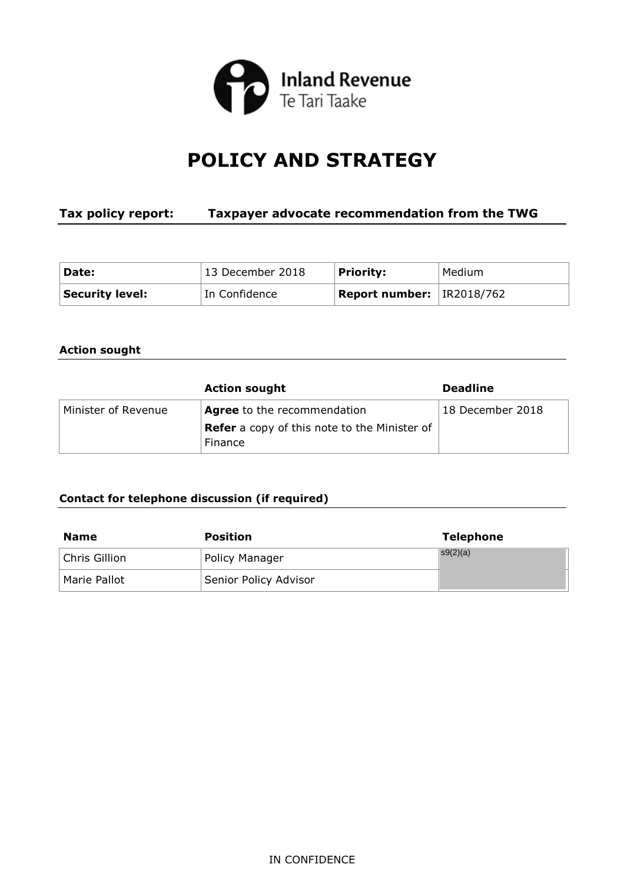Inland Revenue
Te Tari Taake

# POLICY AND STRATEGY

**Tax policy report: Taxpayer advocate recommendation from the TWG**

| **Date:** | 13 December 2018 | **Priority:** | Medium |
| --- | --- | --- | --- |
| **Security level:** | In Confidence | **Report number:** | IR2018/762 |

### Action sought

| | **Action sought** | **Deadline** |
| --- | --- | --- |
| Minister of Revenue | **Agree** to the recommendation<br>**Refer** a copy of this note to the Minister of Finance | 18 December 2018 |

### Contact for telephone discussion (if required)

| **Name** | **Position** | **Telephone** |
| --- | --- | --- |
| Chris Gillion | Policy Manager | s9(2)(a) |
| Marie Pallot | Senior Policy Advisor | |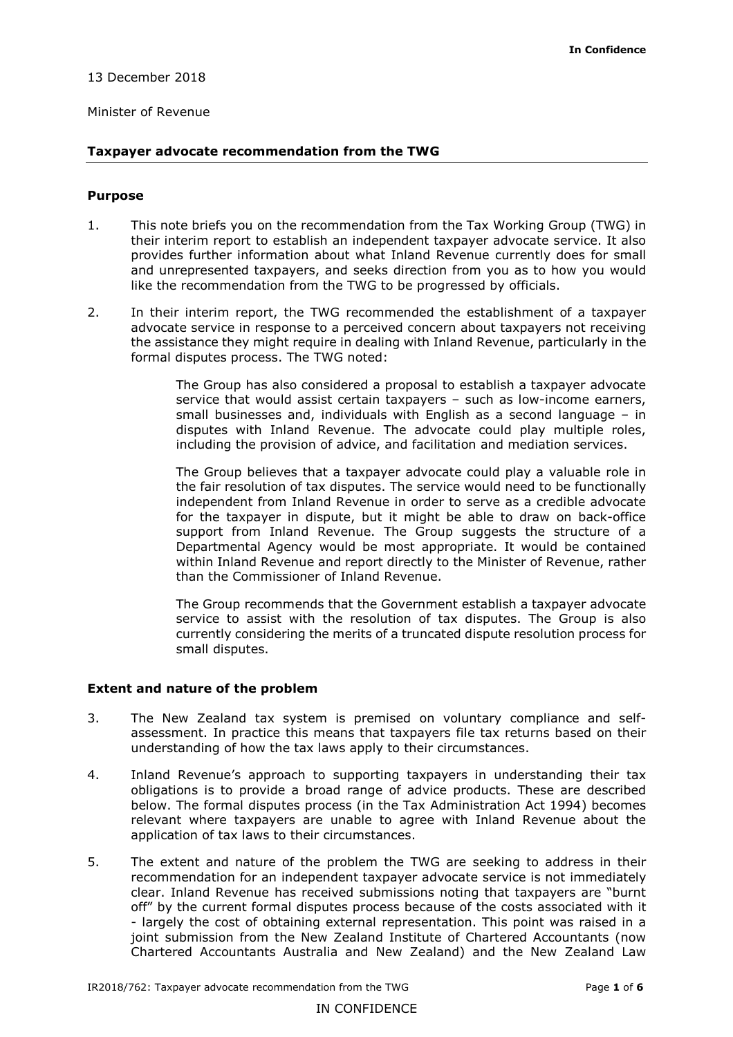**In Confidence**

13 December 2018

Minister of Revenue

## Taxpayer advocate recommendation from the TWG

### Purpose

1. This note briefs you on the recommendation from the Tax Working Group (TWG) in their interim report to establish an independent taxpayer advocate service. It also provides further information about what Inland Revenue currently does for small and unrepresented taxpayers, and seeks direction from you as to how you would like the recommendation from the TWG to be progressed by officials.

2. In their interim report, the TWG recommended the establishment of a taxpayer advocate service in response to a perceived concern about taxpayers not receiving the assistance they might require in dealing with Inland Revenue, particularly in the formal disputes process. The TWG noted:

   > The Group has also considered a proposal to establish a taxpayer advocate service that would assist certain taxpayers – such as low-income earners, small businesses and, individuals with English as a second language – in disputes with Inland Revenue. The advocate could play multiple roles, including the provision of advice, and facilitation and mediation services.
   >
   > The Group believes that a taxpayer advocate could play a valuable role in the fair resolution of tax disputes. The service would need to be functionally independent from Inland Revenue in order to serve as a credible advocate for the taxpayer in dispute, but it might be able to draw on back-office support from Inland Revenue. The Group suggests the structure of a Departmental Agency would be most appropriate. It would be contained within Inland Revenue and report directly to the Minister of Revenue, rather than the Commissioner of Inland Revenue.
   >
   > The Group recommends that the Government establish a taxpayer advocate service to assist with the resolution of tax disputes. The Group is also currently considering the merits of a truncated dispute resolution process for small disputes.

### Extent and nature of the problem

3. The New Zealand tax system is premised on voluntary compliance and self-assessment. In practice this means that taxpayers file tax returns based on their understanding of how the tax laws apply to their circumstances.

4. Inland Revenue's approach to supporting taxpayers in understanding their tax obligations is to provide a broad range of advice products. These are described below. The formal disputes process (in the Tax Administration Act 1994) becomes relevant where taxpayers are unable to agree with Inland Revenue about the application of tax laws to their circumstances.

5. The extent and nature of the problem the TWG are seeking to address in their recommendation for an independent taxpayer advocate service is not immediately clear. Inland Revenue has received submissions noting that taxpayers are "burnt off" by the current formal disputes process because of the costs associated with it - largely the cost of obtaining external representation. This point was raised in a joint submission from the New Zealand Institute of Chartered Accountants (now Chartered Accountants Australia and New Zealand) and the New Zealand Law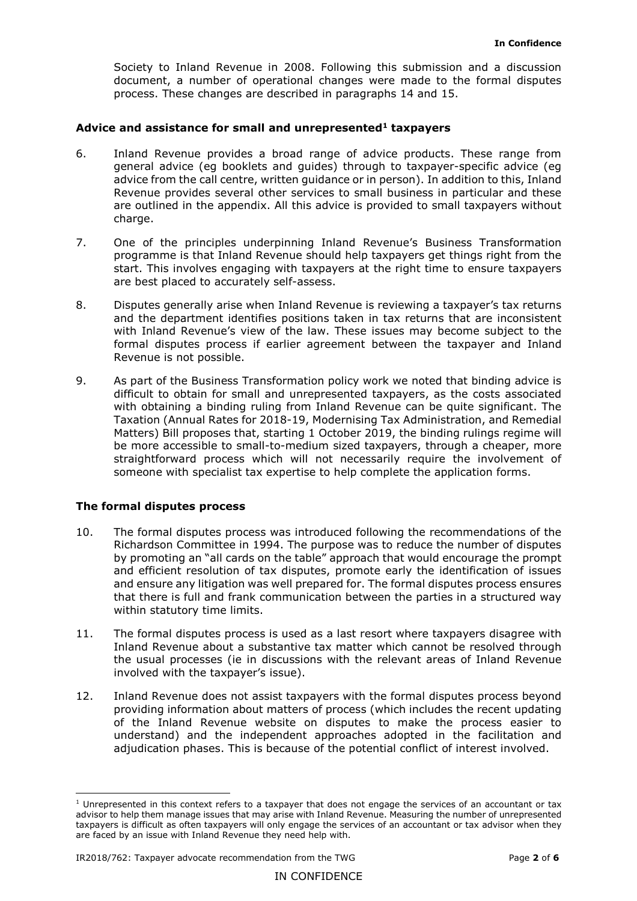Society to Inland Revenue in 2008. Following this submission and a discussion document, a number of operational changes were made to the formal disputes process. These changes are described in paragraphs 14 and 15.

**Advice and assistance for small and unrepresented[1] taxpayers**

6. Inland Revenue provides a broad range of advice products. These range from general advice (eg booklets and guides) through to taxpayer-specific advice (eg advice from the call centre, written guidance or in person). In addition to this, Inland Revenue provides several other services to small business in particular and these are outlined in the appendix. All this advice is provided to small taxpayers without charge.

7. One of the principles underpinning Inland Revenue's Business Transformation programme is that Inland Revenue should help taxpayers get things right from the start. This involves engaging with taxpayers at the right time to ensure taxpayers are best placed to accurately self-assess.

8. Disputes generally arise when Inland Revenue is reviewing a taxpayer's tax returns and the department identifies positions taken in tax returns that are inconsistent with Inland Revenue's view of the law. These issues may become subject to the formal disputes process if earlier agreement between the taxpayer and Inland Revenue is not possible.

9. As part of the Business Transformation policy work we noted that binding advice is difficult to obtain for small and unrepresented taxpayers, as the costs associated with obtaining a binding ruling from Inland Revenue can be quite significant. The Taxation (Annual Rates for 2018-19, Modernising Tax Administration, and Remedial Matters) Bill proposes that, starting 1 October 2019, the binding rulings regime will be more accessible to small-to-medium sized taxpayers, through a cheaper, more straightforward process which will not necessarily require the involvement of someone with specialist tax expertise to help complete the application forms.

**The formal disputes process**

10. The formal disputes process was introduced following the recommendations of the Richardson Committee in 1994. The purpose was to reduce the number of disputes by promoting an "all cards on the table" approach that would encourage the prompt and efficient resolution of tax disputes, promote early the identification of issues and ensure any litigation was well prepared for. The formal disputes process ensures that there is full and frank communication between the parties in a structured way within statutory time limits.

11. The formal disputes process is used as a last resort where taxpayers disagree with Inland Revenue about a substantive tax matter which cannot be resolved through the usual processes (ie in discussions with the relevant areas of Inland Revenue involved with the taxpayer's issue).

12. Inland Revenue does not assist taxpayers with the formal disputes process beyond providing information about matters of process (which includes the recent updating of the Inland Revenue website on disputes to make the process easier to understand) and the independent approaches adopted in the facilitation and adjudication phases. This is because of the potential conflict of interest involved.

[1] Unrepresented in this context refers to a taxpayer that does not engage the services of an accountant or tax advisor to help them manage issues that may arise with Inland Revenue. Measuring the number of unrepresented taxpayers is difficult as often taxpayers will only engage the services of an accountant or tax advisor when they are faced by an issue with Inland Revenue they need help with.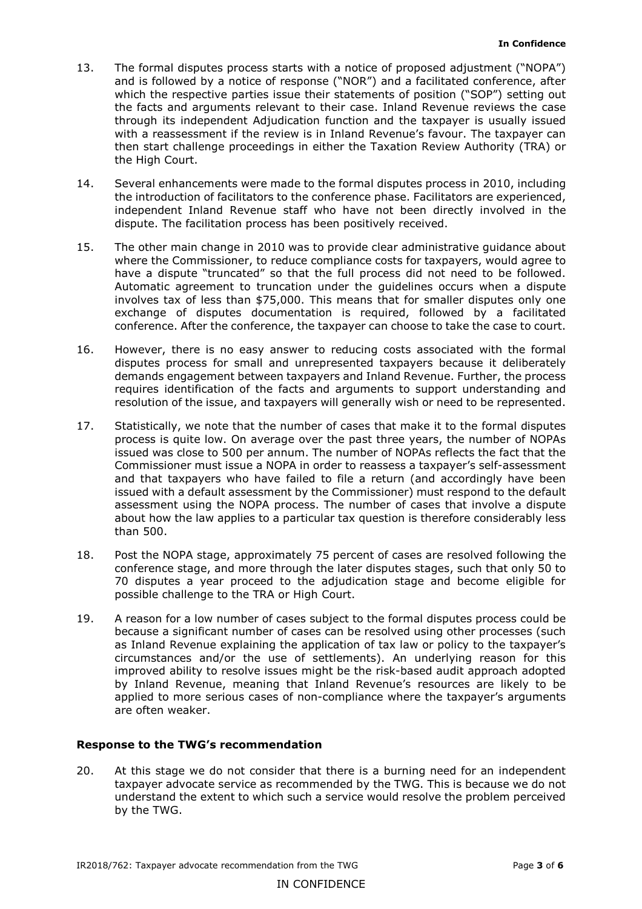13. The formal disputes process starts with a notice of proposed adjustment ("NOPA") and is followed by a notice of response ("NOR") and a facilitated conference, after which the respective parties issue their statements of position ("SOP") setting out the facts and arguments relevant to their case. Inland Revenue reviews the case through its independent Adjudication function and the taxpayer is usually issued with a reassessment if the review is in Inland Revenue's favour. The taxpayer can then start challenge proceedings in either the Taxation Review Authority (TRA) or the High Court.

14. Several enhancements were made to the formal disputes process in 2010, including the introduction of facilitators to the conference phase. Facilitators are experienced, independent Inland Revenue staff who have not been directly involved in the dispute. The facilitation process has been positively received.

15. The other main change in 2010 was to provide clear administrative guidance about where the Commissioner, to reduce compliance costs for taxpayers, would agree to have a dispute "truncated" so that the full process did not need to be followed. Automatic agreement to truncation under the guidelines occurs when a dispute involves tax of less than $75,000. This means that for smaller disputes only one exchange of disputes documentation is required, followed by a facilitated conference. After the conference, the taxpayer can choose to take the case to court.

16. However, there is no easy answer to reducing costs associated with the formal disputes process for small and unrepresented taxpayers because it deliberately demands engagement between taxpayers and Inland Revenue. Further, the process requires identification of the facts and arguments to support understanding and resolution of the issue, and taxpayers will generally wish or need to be represented.

17. Statistically, we note that the number of cases that make it to the formal disputes process is quite low. On average over the past three years, the number of NOPAs issued was close to 500 per annum. The number of NOPAs reflects the fact that the Commissioner must issue a NOPA in order to reassess a taxpayer's self-assessment and that taxpayers who have failed to file a return (and accordingly have been issued with a default assessment by the Commissioner) must respond to the default assessment using the NOPA process. The number of cases that involve a dispute about how the law applies to a particular tax question is therefore considerably less than 500.

18. Post the NOPA stage, approximately 75 percent of cases are resolved following the conference stage, and more through the later disputes stages, such that only 50 to 70 disputes a year proceed to the adjudication stage and become eligible for possible challenge to the TRA or High Court.

19. A reason for a low number of cases subject to the formal disputes process could be because a significant number of cases can be resolved using other processes (such as Inland Revenue explaining the application of tax law or policy to the taxpayer's circumstances and/or the use of settlements). An underlying reason for this improved ability to resolve issues might be the risk-based audit approach adopted by Inland Revenue, meaning that Inland Revenue's resources are likely to be applied to more serious cases of non-compliance where the taxpayer's arguments are often weaker.

### Response to the TWG's recommendation

20. At this stage we do not consider that there is a burning need for an independent taxpayer advocate service as recommended by the TWG. This is because we do not understand the extent to which such a service would resolve the problem perceived by the TWG.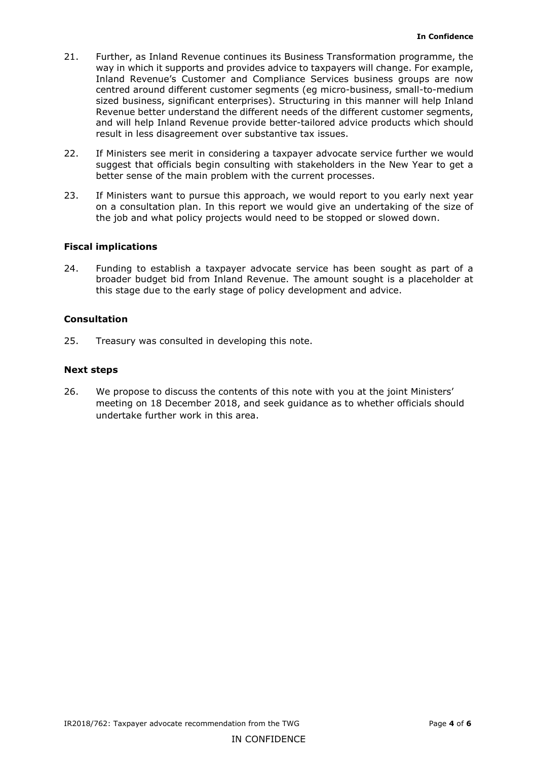21. Further, as Inland Revenue continues its Business Transformation programme, the way in which it supports and provides advice to taxpayers will change. For example, Inland Revenue's Customer and Compliance Services business groups are now centred around different customer segments (eg micro-business, small-to-medium sized business, significant enterprises). Structuring in this manner will help Inland Revenue better understand the different needs of the different customer segments, and will help Inland Revenue provide better-tailored advice products which should result in less disagreement over substantive tax issues.

22. If Ministers see merit in considering a taxpayer advocate service further we would suggest that officials begin consulting with stakeholders in the New Year to get a better sense of the main problem with the current processes.

23. If Ministers want to pursue this approach, we would report to you early next year on a consultation plan. In this report we would give an undertaking of the size of the job and what policy projects would need to be stopped or slowed down.

### Fiscal implications

24. Funding to establish a taxpayer advocate service has been sought as part of a broader budget bid from Inland Revenue. The amount sought is a placeholder at this stage due to the early stage of policy development and advice.

### Consultation

25. Treasury was consulted in developing this note.

### Next steps

26. We propose to discuss the contents of this note with you at the joint Ministers' meeting on 18 December 2018, and seek guidance as to whether officials should undertake further work in this area.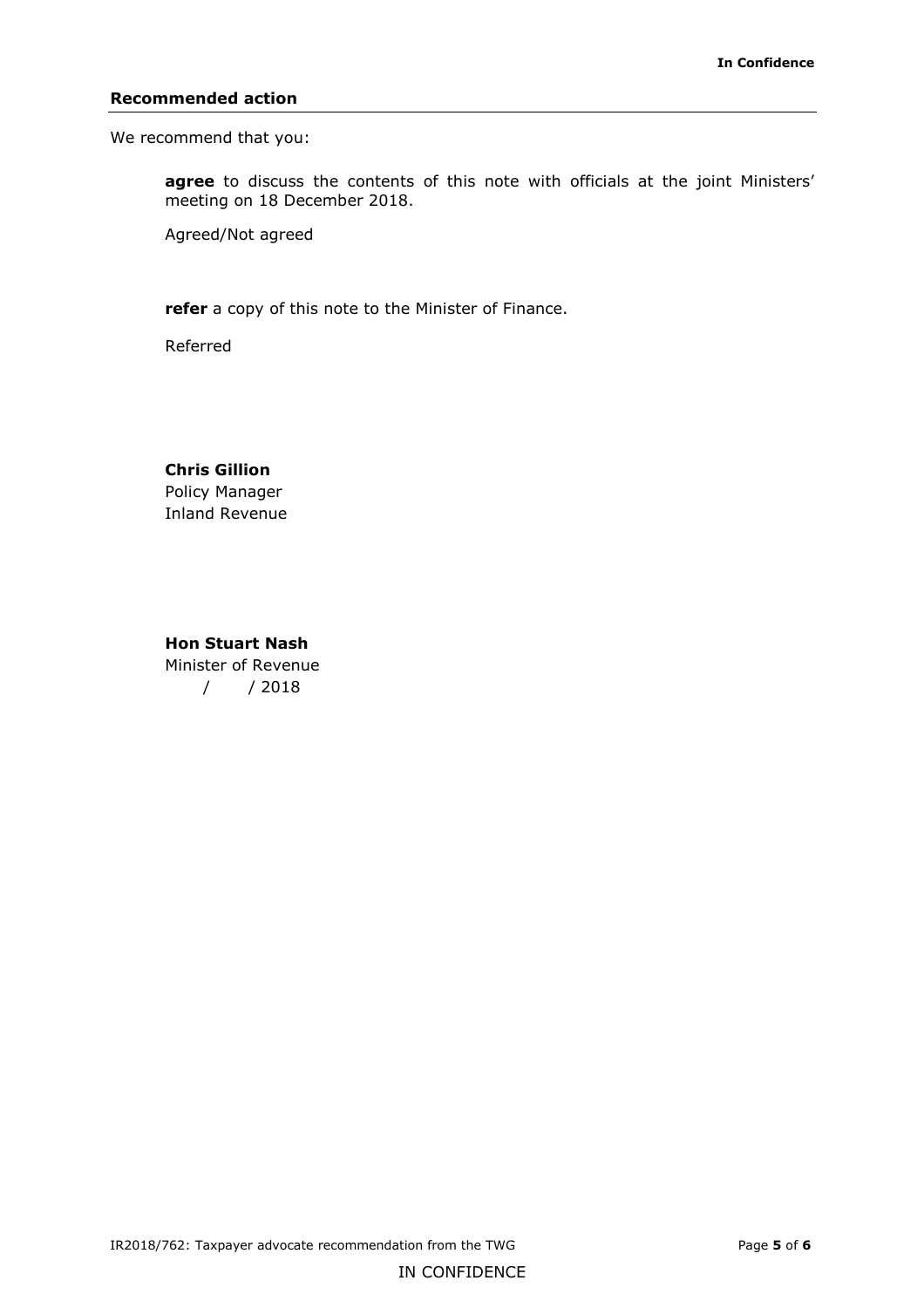## Recommended action

We recommend that you:

**agree** to discuss the contents of this note with officials at the joint Ministers' meeting on 18 December 2018.

Agreed/Not agreed

**refer** a copy of this note to the Minister of Finance.

Referred

**Chris Gillion**
Policy Manager
Inland Revenue

**Hon Stuart Nash**
Minister of Revenue
/ / 2018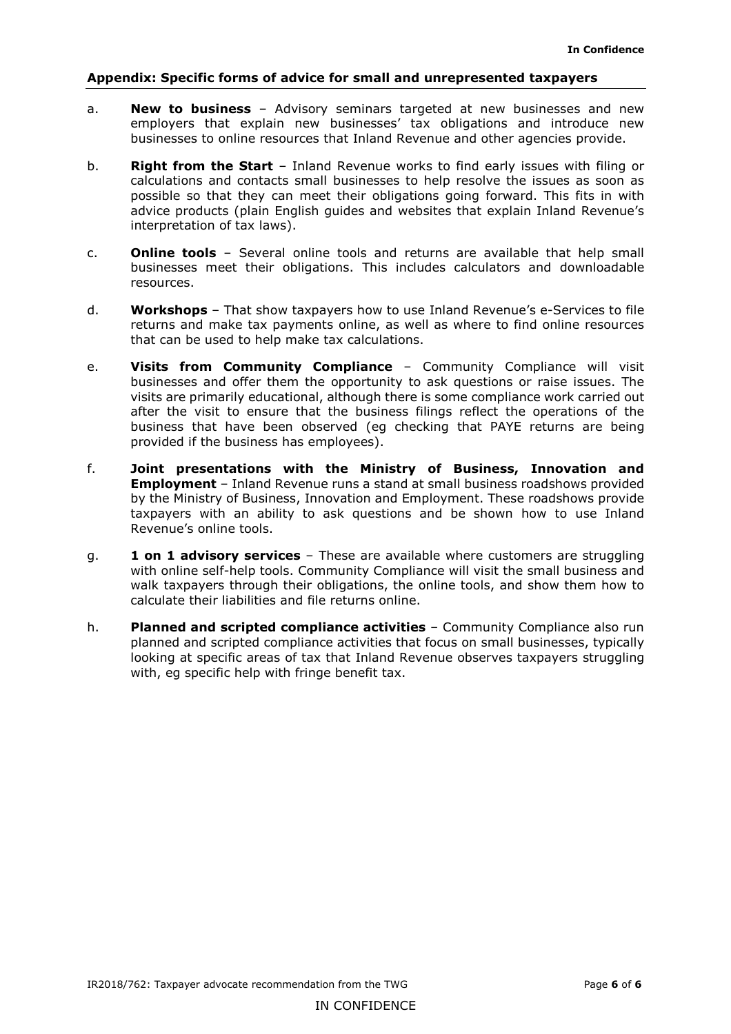## Appendix: Specific forms of advice for small and unrepresented taxpayers

a. **New to business** – Advisory seminars targeted at new businesses and new employers that explain new businesses' tax obligations and introduce new businesses to online resources that Inland Revenue and other agencies provide.

b. **Right from the Start** – Inland Revenue works to find early issues with filing or calculations and contacts small businesses to help resolve the issues as soon as possible so that they can meet their obligations going forward. This fits in with advice products (plain English guides and websites that explain Inland Revenue's interpretation of tax laws).

c. **Online tools** – Several online tools and returns are available that help small businesses meet their obligations. This includes calculators and downloadable resources.

d. **Workshops** – That show taxpayers how to use Inland Revenue's e-Services to file returns and make tax payments online, as well as where to find online resources that can be used to help make tax calculations.

e. **Visits from Community Compliance** – Community Compliance will visit businesses and offer them the opportunity to ask questions or raise issues. The visits are primarily educational, although there is some compliance work carried out after the visit to ensure that the business filings reflect the operations of the business that have been observed (eg checking that PAYE returns are being provided if the business has employees).

f. **Joint presentations with the Ministry of Business, Innovation and Employment** – Inland Revenue runs a stand at small business roadshows provided by the Ministry of Business, Innovation and Employment. These roadshows provide taxpayers with an ability to ask questions and be shown how to use Inland Revenue's online tools.

g. **1 on 1 advisory services** – These are available where customers are struggling with online self-help tools. Community Compliance will visit the small business and walk taxpayers through their obligations, the online tools, and show them how to calculate their liabilities and file returns online.

h. **Planned and scripted compliance activities** – Community Compliance also run planned and scripted compliance activities that focus on small businesses, typically looking at specific areas of tax that Inland Revenue observes taxpayers struggling with, eg specific help with fringe benefit tax.